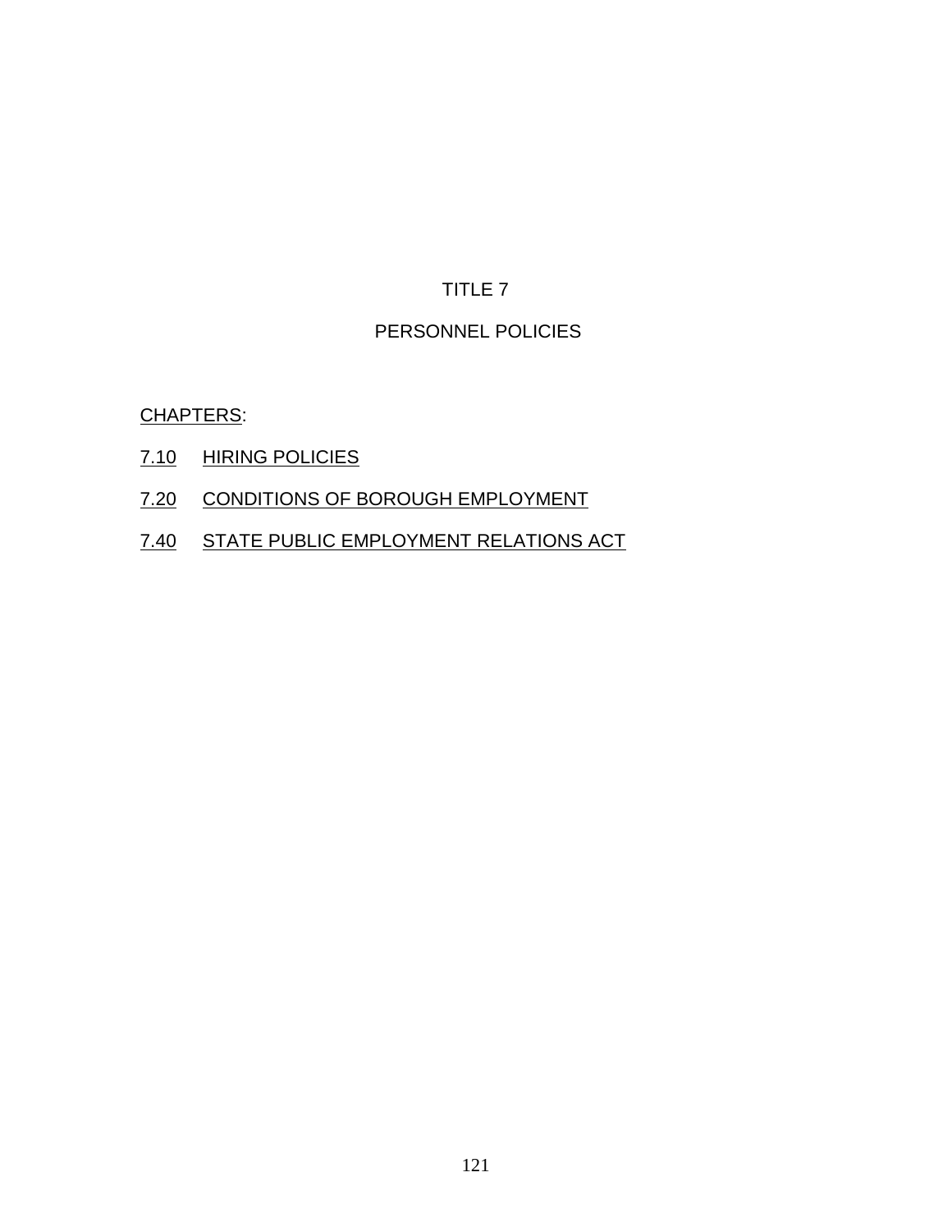# TITLE 7

## PERSONNEL POLICIES

CHAPTERS:

7.10 HIRING POLICIES

7.20 CONDITIONS OF BOROUGH EMPLOYMENT

7.40 STATE PUBLIC EMPLOYMENT RELATIONS ACT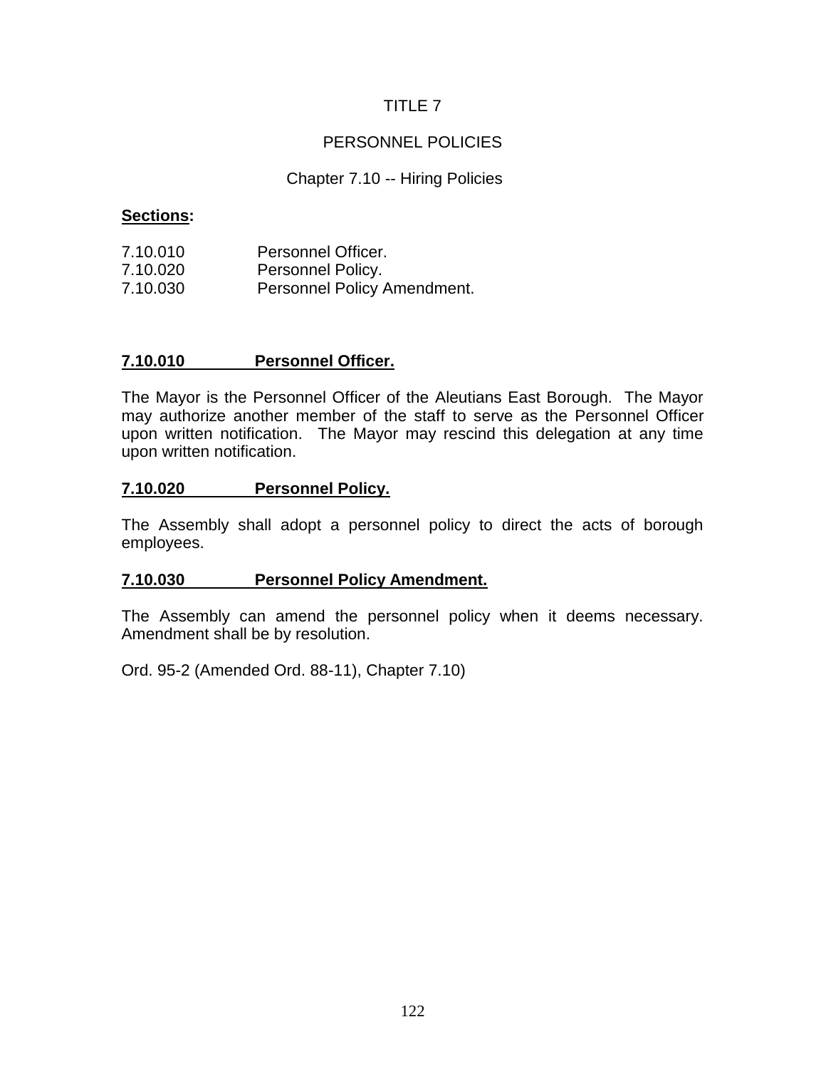# TITLE 7

## PERSONNEL POLICIES

### Chapter 7.10 -- Hiring Policies

**Sections:**

7.10.010 Personnel Officer.
7.10.020 Personnel Policy.
7.10.030 Personnel Policy Amendment.

**7.10.010 Personnel Officer.**

The Mayor is the Personnel Officer of the Aleutians East Borough. The Mayor may authorize another member of the staff to serve as the Personnel Officer upon written notification. The Mayor may rescind this delegation at any time upon written notification.

**7.10.020 Personnel Policy.**

The Assembly shall adopt a personnel policy to direct the acts of borough employees.

**7.10.030 Personnel Policy Amendment.**

The Assembly can amend the personnel policy when it deems necessary. Amendment shall be by resolution.

Ord. 95-2 (Amended Ord. 88-11), Chapter 7.10)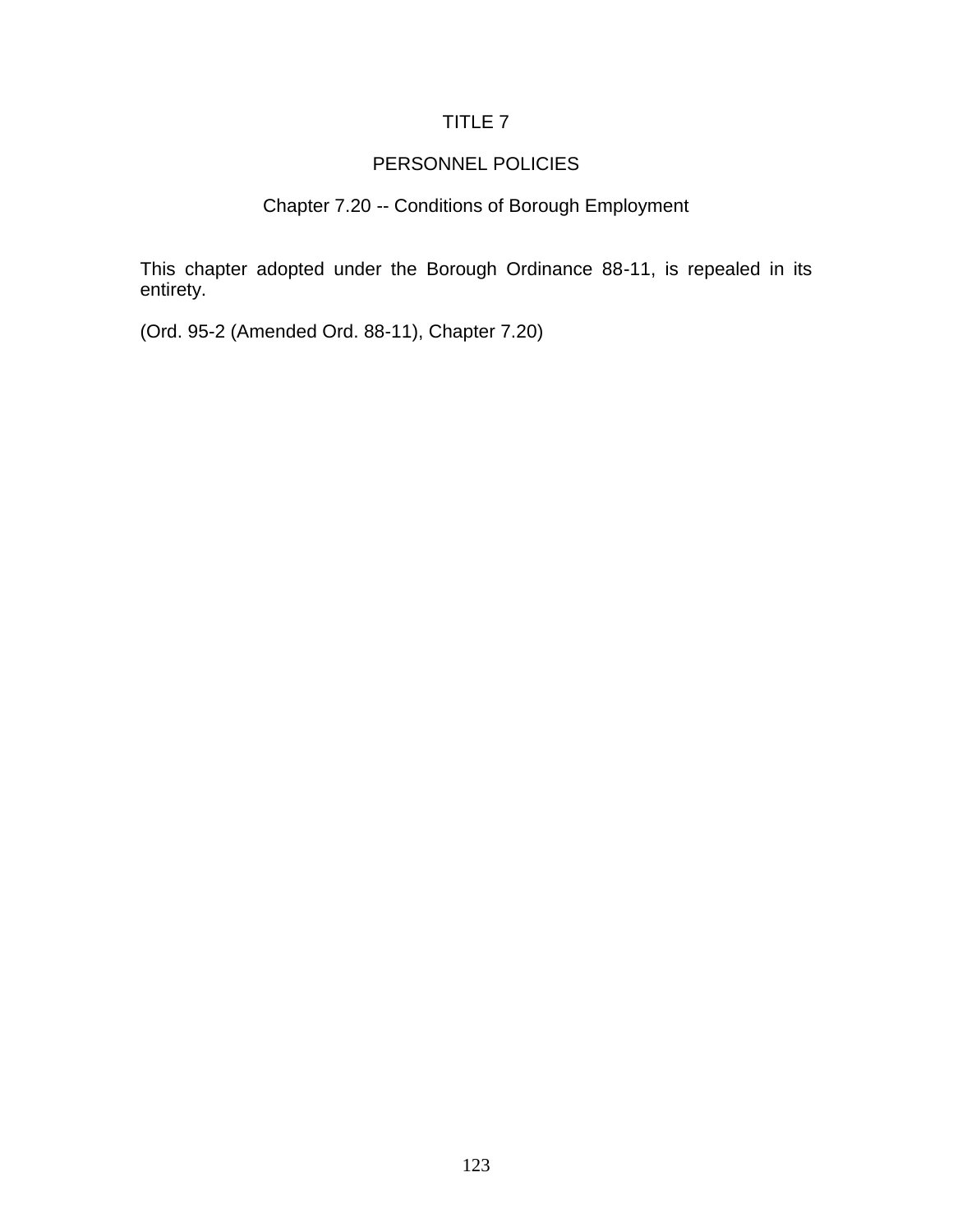# TITLE 7

# PERSONNEL POLICIES

## Chapter 7.20 -- Conditions of Borough Employment

This chapter adopted under the Borough Ordinance 88-11, is repealed in its entirety.

(Ord. 95-2 (Amended Ord. 88-11), Chapter 7.20)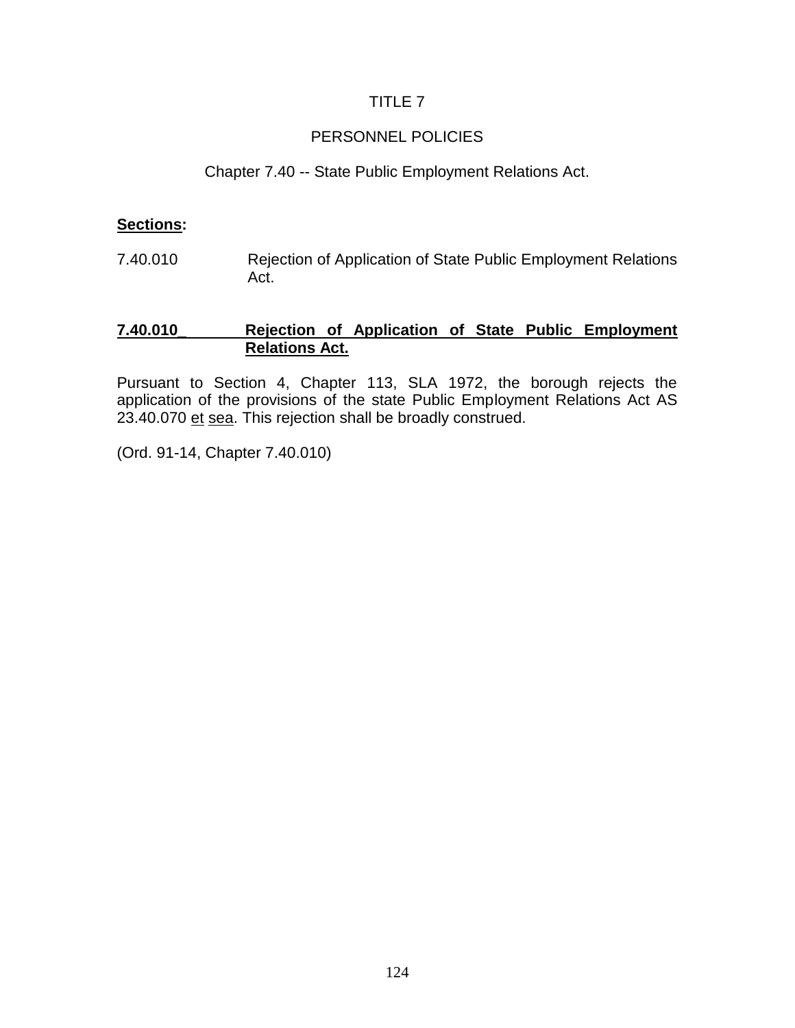# TITLE 7

## PERSONNEL POLICIES

### Chapter 7.40 -- State Public Employment Relations Act.

**Sections:**

7.40.010 Rejection of Application of State Public Employment Relations Act.

**7.40.010_ Rejection of Application of State Public Employment Relations Act.**

Pursuant to Section 4, Chapter 113, SLA 1972, the borough rejects the application of the provisions of the state Public Employment Relations Act AS 23.40.070 et sea. This rejection shall be broadly construed.

(Ord. 91-14, Chapter 7.40.010)